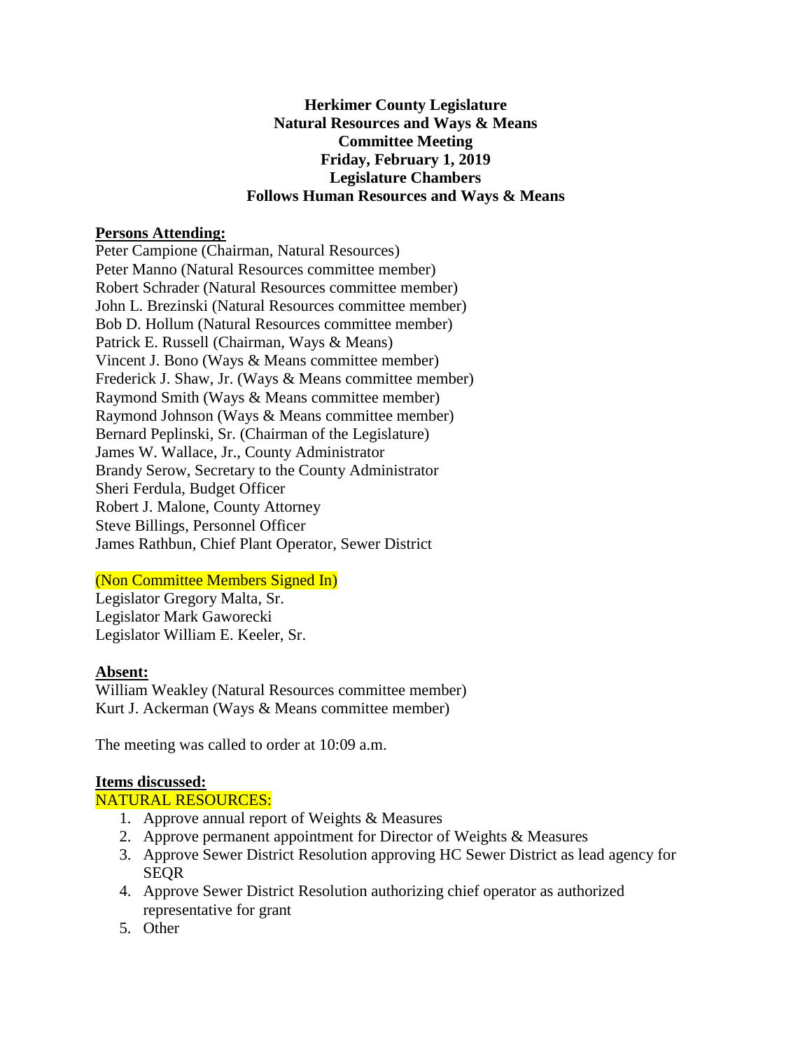**Herkimer County Legislature**
**Natural Resources and Ways & Means**
**Committee Meeting**
**Friday, February 1, 2019**
**Legislature Chambers**
**Follows Human Resources and Ways & Means**

**Persons Attending:**

Peter Campione (Chairman, Natural Resources)
Peter Manno (Natural Resources committee member)
Robert Schrader (Natural Resources committee member)
John L. Brezinski (Natural Resources committee member)
Bob D. Hollum (Natural Resources committee member)
Patrick E. Russell (Chairman, Ways & Means)
Vincent J. Bono (Ways & Means committee member)
Frederick J. Shaw, Jr. (Ways & Means committee member)
Raymond Smith (Ways & Means committee member)
Raymond Johnson (Ways & Means committee member)
Bernard Peplinski, Sr. (Chairman of the Legislature)
James W. Wallace, Jr., County Administrator
Brandy Serow, Secretary to the County Administrator
Sheri Ferdula, Budget Officer
Robert J. Malone, County Attorney
Steve Billings, Personnel Officer
James Rathbun, Chief Plant Operator, Sewer District

(Non Committee Members Signed In)

Legislator Gregory Malta, Sr.
Legislator Mark Gaworecki
Legislator William E. Keeler, Sr.

**Absent:**

William Weakley (Natural Resources committee member)
Kurt J. Ackerman (Ways & Means committee member)

The meeting was called to order at 10:09 a.m.

**Items discussed:**

NATURAL RESOURCES:

1. Approve annual report of Weights & Measures
2. Approve permanent appointment for Director of Weights & Measures
3. Approve Sewer District Resolution approving HC Sewer District as lead agency for SEQR
4. Approve Sewer District Resolution authorizing chief operator as authorized representative for grant
5. Other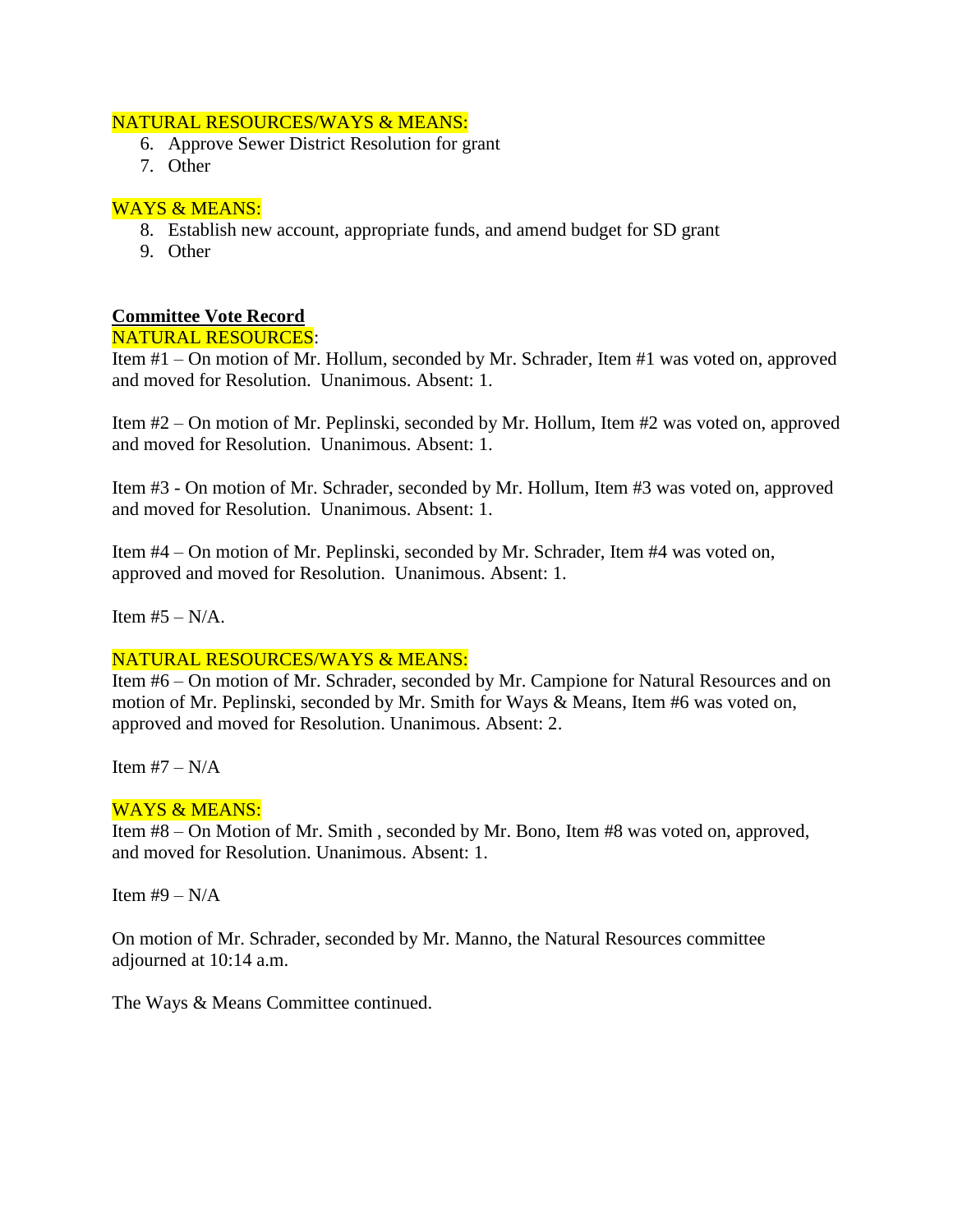NATURAL RESOURCES/WAYS & MEANS:

6. Approve Sewer District Resolution for grant
7. Other

WAYS & MEANS:

8. Establish new account, appropriate funds, and amend budget for SD grant
9. Other

**Committee Vote Record**

NATURAL RESOURCES:

Item #1 – On motion of Mr. Hollum, seconded by Mr. Schrader, Item #1 was voted on, approved and moved for Resolution. Unanimous. Absent: 1.

Item #2 – On motion of Mr. Peplinski, seconded by Mr. Hollum, Item #2 was voted on, approved and moved for Resolution. Unanimous. Absent: 1.

Item #3 - On motion of Mr. Schrader, seconded by Mr. Hollum, Item #3 was voted on, approved and moved for Resolution. Unanimous. Absent: 1.

Item #4 – On motion of Mr. Peplinski, seconded by Mr. Schrader, Item #4 was voted on, approved and moved for Resolution. Unanimous. Absent: 1.

Item #5 – N/A.

NATURAL RESOURCES/WAYS & MEANS:

Item #6 – On motion of Mr. Schrader, seconded by Mr. Campione for Natural Resources and on motion of Mr. Peplinski, seconded by Mr. Smith for Ways & Means, Item #6 was voted on, approved and moved for Resolution. Unanimous. Absent: 2.

Item #7 – N/A

WAYS & MEANS:

Item #8 – On Motion of Mr. Smith , seconded by Mr. Bono, Item #8 was voted on, approved, and moved for Resolution. Unanimous. Absent: 1.

Item #9 – N/A

On motion of Mr. Schrader, seconded by Mr. Manno, the Natural Resources committee adjourned at 10:14 a.m.

The Ways & Means Committee continued.